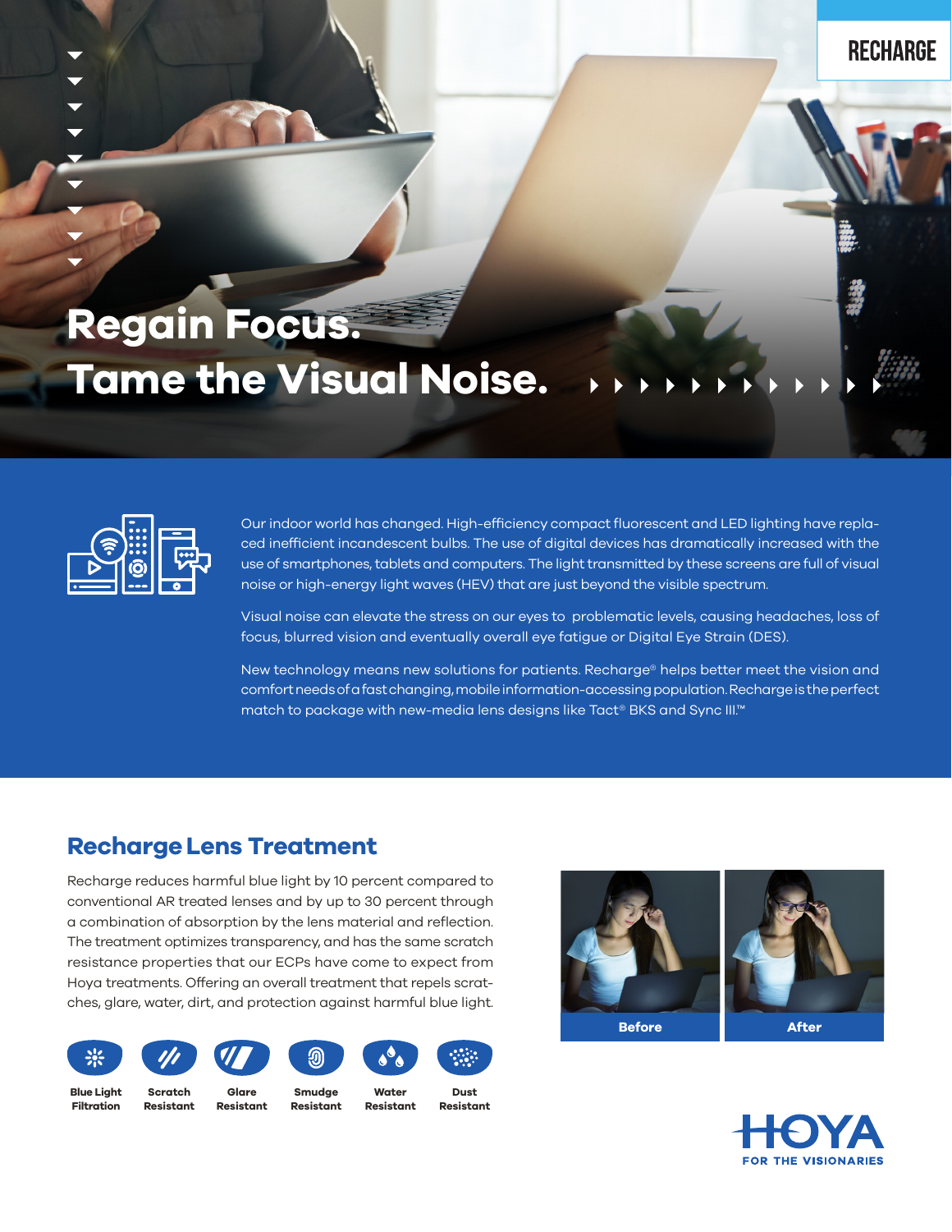RECHARGE

# Regain Focus.
# Tame the Visual Noise.

Our indoor world has changed. High-efficiency compact fluorescent and LED lighting have replaced inefficient incandescent bulbs. The use of digital devices has dramatically increased with the use of smartphones, tablets and computers. The light transmitted by these screens are full of visual noise or high-energy light waves (HEV) that are just beyond the visible spectrum.

Visual noise can elevate the stress on our eyes to problematic levels, causing headaches, loss of focus, blurred vision and eventually overall eye fatigue or Digital Eye Strain (DES).

New technology means new solutions for patients. Recharge® helps better meet the vision and comfort needs of a fast changing, mobile information-accessing population. Recharge is the perfect match to package with new-media lens designs like Tact® BKS and Sync III.™

## Recharge Lens Treatment

Recharge reduces harmful blue light by 10 percent compared to conventional AR treated lenses and by up to 30 percent through a combination of absorption by the lens material and reflection. The treatment optimizes transparency, and has the same scratch resistance properties that our ECPs have come to expect from Hoya treatments. Offering an overall treatment that repels scratches, glare, water, dirt, and protection against harmful blue light.

**Blue Light Filtration** | **Scratch Resistant** | **Glare Resistant** | **Smudge Resistant** | **Water Resistant** | **Dust Resistant**

Before | After

HOYA
FOR THE VISIONARIES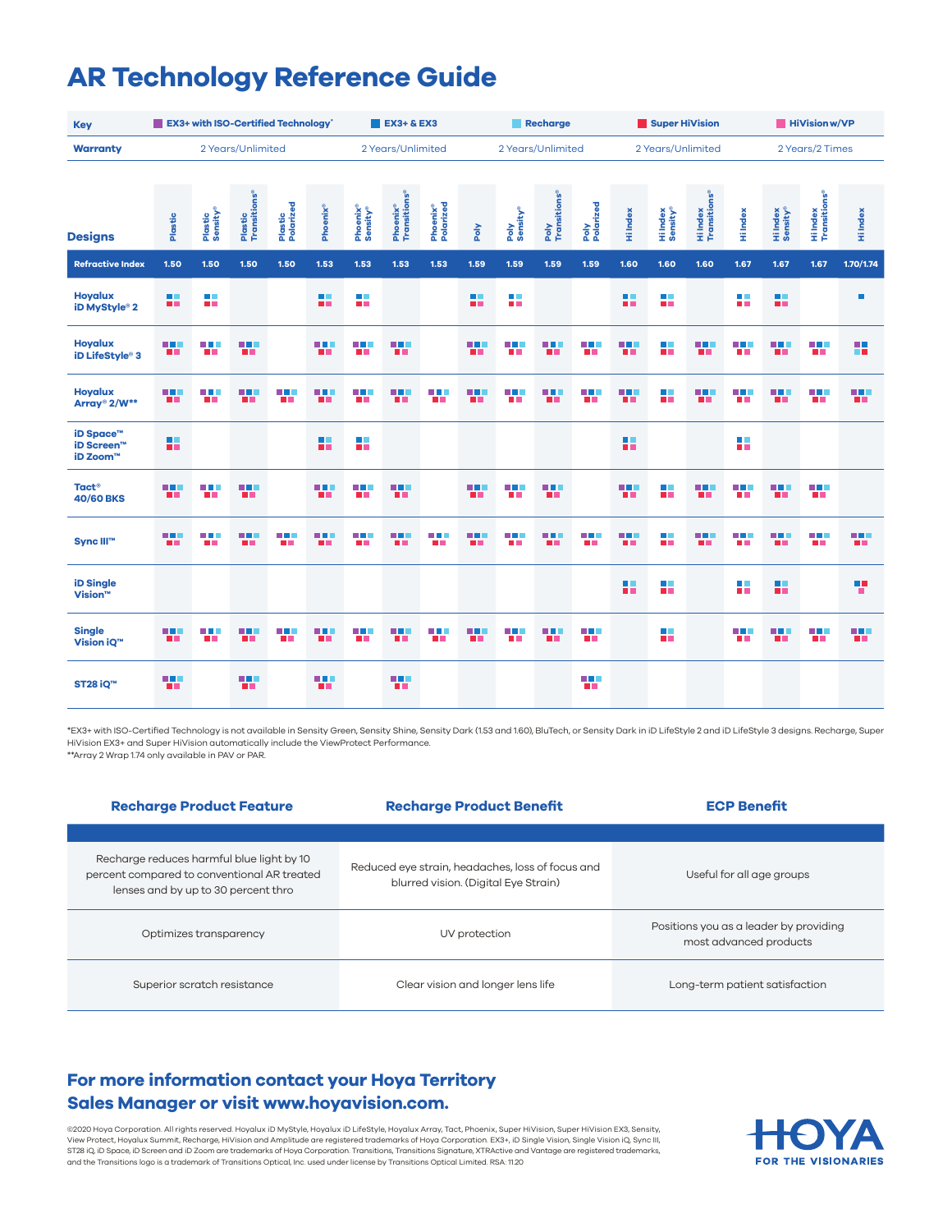# AR Technology Reference Guide

| Key | EX3+ with ISO-Certified Technology* | EX3+ & EX3 | Recharge | Super HiVision | HiVision w/VP |
|---|---|---|---|---|---|
| Warranty | 2 Years/Unlimited | 2 Years/Unlimited | 2 Years/Unlimited | 2 Years/Unlimited | 2 Years/2 Times |

In the table below, each cell lists the coatings marked by colored squares in the original chart, using these codes:

- ISO = EX3+ with ISO-Certified Technology
- EX3 = EX3+ & EX3
- RC = Recharge
- SHV = Super HiVision
- HV = HiVision w/VP

| Designs | Plastic | Plastic Sensity® | Plastic Transitions® | Plastic Polarized | Phoenix® | Phoenix® Sensity® | Phoenix® Transitions® | Phoenix® Polarized | Poly | Poly Sensity® | Poly Transitions® | Poly Polarized | Hi Index | Hi Index Sensity® | Hi Index Transitions® | Hi Index | Hi Index Sensity® | Hi Index Transitions® | Hi Index |
|---|---|---|---|---|---|---|---|---|---|---|---|---|---|---|---|---|---|---|---|
| **Refractive Index** | 1.50 | 1.50 | 1.50 | 1.50 | 1.53 | 1.53 | 1.53 | 1.53 | 1.59 | 1.59 | 1.59 | 1.59 | 1.60 | 1.60 | 1.60 | 1.67 | 1.67 | 1.67 | 1.70/1.74 |
| **Hoyalux iD MyStyle® 2** | EX3, RC, SHV, HV | EX3, RC, SHV, HV | | | EX3, RC, SHV, HV | EX3, RC, SHV, HV | | | EX3, RC, SHV, HV | EX3, RC, SHV, HV | | | EX3, RC, SHV, HV | EX3, RC, SHV, HV | | EX3, RC, SHV, HV | EX3, RC, SHV, HV | | EX3 |
| **Hoyalux iD LifeStyle® 3** | ISO, EX3, RC, SHV, HV | ISO, EX3, RC, SHV, HV | ISO, EX3, RC, SHV, HV | | ISO, EX3, RC, SHV, HV | ISO, EX3, RC, SHV, HV | ISO, EX3, RC, SHV, HV | | ISO, EX3, RC, SHV, HV | ISO, EX3, RC, SHV, HV | ISO, EX3, RC, SHV, HV | ISO, EX3, RC, SHV, HV | ISO, EX3, RC, SHV, HV | EX3, RC, SHV, HV | ISO, EX3, RC, SHV, HV | ISO, EX3, RC, SHV, HV | ISO, EX3, RC, SHV, HV | ISO, EX3, RC, SHV, HV | EX3, RC, HV |
| **Hoyalux Array® 2/W\*\*** | ISO, EX3, RC, SHV, HV | ISO, EX3, RC, SHV, HV | ISO, EX3, RC, SHV, HV | ISO, EX3, RC, SHV, HV | ISO, EX3, RC, SHV, HV | ISO, EX3, RC, SHV, HV | ISO, EX3, RC, SHV, HV | ISO, EX3, RC, SHV, HV | ISO, EX3, RC, SHV, HV | ISO, EX3, RC, SHV, HV | ISO, EX3, RC, SHV, HV | ISO, EX3, RC, SHV, HV | ISO, EX3, RC, SHV, HV | EX3, RC, SHV, HV | ISO, EX3, RC, SHV, HV | ISO, EX3, RC, SHV, HV | ISO, EX3, RC, SHV, HV | ISO, EX3, RC, SHV, HV | ISO, EX3, RC, SHV, HV |
| **iD Space™ iD Screen™ iD Zoom™** | EX3, RC, SHV, HV | | | | EX3, RC, SHV, HV | EX3, RC, SHV, HV | | | | | | | EX3, RC, SHV, HV | | | EX3, RC, SHV, HV | | | |
| **Tact® 40/60 BKS** | ISO, EX3, RC, SHV, HV | ISO, EX3, RC, SHV, HV | ISO, EX3, RC, SHV, HV | | ISO, EX3, RC, SHV, HV | ISO, EX3, RC, SHV, HV | ISO, EX3, RC, SHV, HV | | ISO, EX3, RC, SHV, HV | ISO, EX3, RC, SHV, HV | ISO, EX3, RC, SHV, HV | | ISO, EX3, RC, SHV, HV | EX3, RC, SHV, HV | ISO, EX3, RC, SHV, HV | ISO, EX3, RC, SHV, HV | ISO, EX3, RC, SHV, HV | ISO, EX3, RC, SHV, HV | |
| **Sync III™** | ISO, EX3, RC, SHV, HV | ISO, EX3, RC, SHV, HV | ISO, EX3, RC, SHV, HV | ISO, EX3, RC, SHV, HV | ISO, EX3, RC, SHV, HV | ISO, EX3, RC, SHV, HV | ISO, EX3, RC, SHV, HV | ISO, EX3, RC, SHV, HV | ISO, EX3, RC, SHV, HV | ISO, EX3, RC, SHV, HV | ISO, EX3, RC, SHV, HV | ISO, EX3, RC, SHV, HV | ISO, EX3, RC, SHV, HV | EX3, RC, SHV, HV | ISO, EX3, RC, SHV, HV | ISO, EX3, RC, SHV, HV | ISO, EX3, RC, SHV, HV | ISO, EX3, RC, SHV, HV | ISO, EX3, RC, SHV, HV |
| **iD Single Vision™** | | | | | | | | | | | | | EX3, RC, SHV, HV | EX3, RC, SHV, HV | | EX3, RC, SHV, HV | EX3, RC, SHV, HV | | EX3, SHV, HV |
| **Single Vision iQ™** | ISO, EX3, RC, SHV, HV | ISO, EX3, RC, SHV, HV | ISO, EX3, RC, SHV, HV | ISO, EX3, RC, SHV, HV | ISO, EX3, RC, SHV, HV | ISO, EX3, RC, SHV, HV | ISO, EX3, RC, SHV, HV | ISO, EX3, RC, SHV, HV | ISO, EX3, RC, SHV, HV | ISO, EX3, RC, SHV, HV | ISO, EX3, RC, SHV, HV | ISO, EX3, RC, SHV, HV | | EX3, RC, SHV, HV | | ISO, EX3, RC, SHV, HV | ISO, EX3, RC, SHV, HV | ISO, EX3, RC, SHV, HV | ISO, EX3, RC, SHV, HV |
| **ST28 iQ™** | ISO, EX3, RC, SHV, HV | | ISO, EX3, RC, SHV, HV | | ISO, EX3, RC, SHV, HV | | ISO, EX3, RC, SHV, HV | | | | | ISO, EX3, RC, SHV, HV | | | | | | | |

*EX3+ with ISO-Certified Technology is not available in Sensity Green, Sensity Shine, Sensity Dark (1.53 and 1.60), BluTech, or Sensity Dark in iD LifeStyle 2 and iD LifeStyle 3 designs. Recharge, Super HiVision EX3+ and Super HiVision automatically include the ViewProtect Performance.
**Array 2 Wrap 1.74 only available in PAV or PAR.

| Recharge Product Feature | Recharge Product Benefit | ECP Benefit |
|---|---|---|
| Recharge reduces harmful blue light by 10 percent compared to conventional AR treated lenses and by up to 30 percent thro | Reduced eye strain, headaches, loss of focus and blurred vision. (Digital Eye Strain) | Useful for all age groups |
| Optimizes transparency | UV protection | Positions you as a leader by providing most advanced products |
| Superior scratch resistance | Clear vision and longer lens life | Long-term patient satisfaction |

## For more information contact your Hoya Territory Sales Manager or visit www.hoyavision.com.

©2020 Hoya Corporation. All rights reserved. Hoyalux iD MyStyle, Hoyalux iD LifeStyle, Hoyalux Array, Tact, Phoenix, Super HiVision, Super HiVision EX3, Sensity, View Protect, Hoyalux Summit, Recharge, HiVision and Amplitude are registered trademarks of Hoya Corporation. EX3+, iD Single Vision, Single Vision iQ, Sync III, ST28 iQ, iD Space, iD Screen and iD Zoom are trademarks of Hoya Corporation. Transitions, Transitions Signature, XTRActive and Vantage are registered trademarks, and the Transitions logo is a trademark of Transitions Optical, Inc. used under license by Transitions Optical Limited. RSA. 11.20

HOYA
FOR THE VISIONARIES